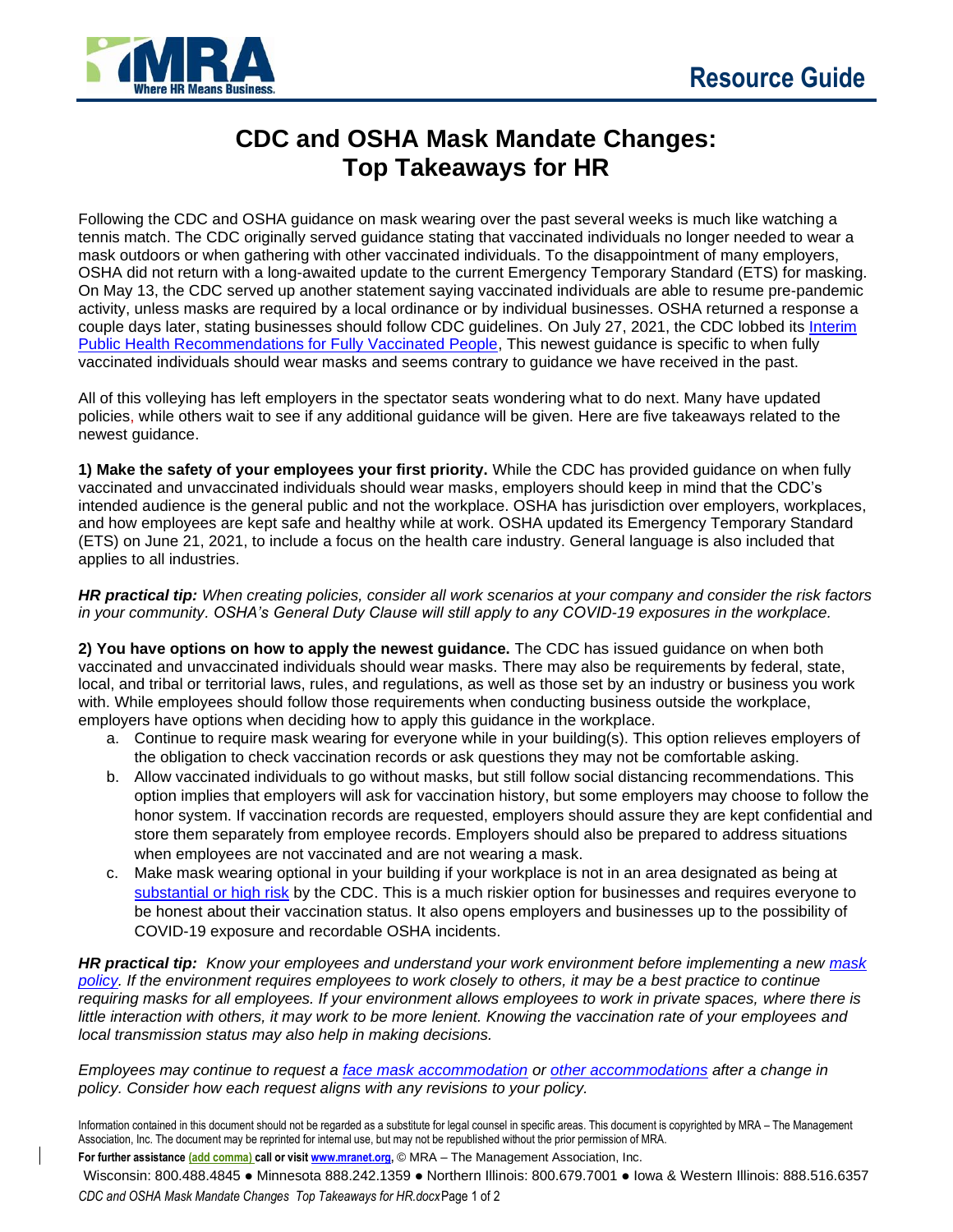# CDC and OSHA Mask Mandate Changes: Top Takeaways for HR

Following the CDC and OSHA guidance on mask wearing over the past several weeks is much like watching a tennis match. The CDC originally served guidance stating that vaccinated individuals no longer needed to wear a mask outdoors or when gathering with other vaccinated individuals. To the disappointment of many employers, OSHA did not return with a long-awaited update to the current Emergency Temporary Standard (ETS) for masking. On May 13, the CDC served up another statement saying vaccinated individuals are able to resume pre-pandemic activity, unless masks are required by a local ordinance or by individual businesses. OSHA returned a response a couple days later, stating businesses should follow CDC guidelines. On July 27, 2021, the CDC lobbed its [Interim Public Health Recommendations for Fully Vaccinated People](), This newest guidance is specific to when fully vaccinated individuals should wear masks and seems contrary to guidance we have received in the past.

All of this volleying has left employers in the spectator seats wondering what to do next. Many have updated policies, while others wait to see if any additional guidance will be given. Here are five takeaways related to the newest guidance.

**1) Make the safety of your employees your first priority.** While the CDC has provided guidance on when fully vaccinated and unvaccinated individuals should wear masks, employers should keep in mind that the CDC's intended audience is the general public and not the workplace. OSHA has jurisdiction over employers, workplaces, and how employees are kept safe and healthy while at work. OSHA updated its Emergency Temporary Standard (ETS) on June 21, 2021, to include a focus on the health care industry. General language is also included that applies to all industries.

***HR practical tip:*** *When creating policies, consider all work scenarios at your company and consider the risk factors in your community. OSHA's General Duty Clause will still apply to any COVID-19 exposures in the workplace.*

**2) You have options on how to apply the newest guidance.** The CDC has issued guidance on when both vaccinated and unvaccinated individuals should wear masks. There may also be requirements by federal, state, local, and tribal or territorial laws, rules, and regulations, as well as those set by an industry or business you work with. While employees should follow those requirements when conducting business outside the workplace, employers have options when deciding how to apply this guidance in the workplace.

a. Continue to require mask wearing for everyone while in your building(s). This option relieves employers of the obligation to check vaccination records or ask questions they may not be comfortable asking.

b. Allow vaccinated individuals to go without masks, but still follow social distancing recommendations. This option implies that employers will ask for vaccination history, but some employers may choose to follow the honor system. If vaccination records are requested, employers should assure they are kept confidential and store them separately from employee records. Employers should also be prepared to address situations when employees are not vaccinated and are not wearing a mask.

c. Make mask wearing optional in your building if your workplace is not in an area designated as being at [substantial or high risk]() by the CDC. This is a much riskier option for businesses and requires everyone to be honest about their vaccination status. It also opens employers and businesses up to the possibility of COVID-19 exposure and recordable OSHA incidents.

***HR practical tip:*** *Know your employees and understand your work environment before implementing a new [mask policy](). If the environment requires employees to work closely to others, it may be a best practice to continue requiring masks for all employees. If your environment allows employees to work in private spaces, where there is little interaction with others, it may work to be more lenient. Knowing the vaccination rate of your employees and local transmission status may also help in making decisions.*

*Employees may continue to request a [face mask accommodation]() or [other accommodations]() after a change in policy. Consider how each request aligns with any revisions to your policy.*

Information contained in this document should not be regarded as a substitute for legal counsel in specific areas. This document is copyrighted by MRA – The Management Association, Inc. The document may be reprinted for internal use, but may not be republished without the prior permission of MRA.

**For further assistance (add comma) call or visit [www.mranet.org](www.mranet.org),** © MRA – The Management Association, Inc.

Wisconsin: 800.488.4845 ● Minnesota 888.242.1359 ● Northern Illinois: 800.679.7001 ● Iowa & Western Illinois: 888.516.6357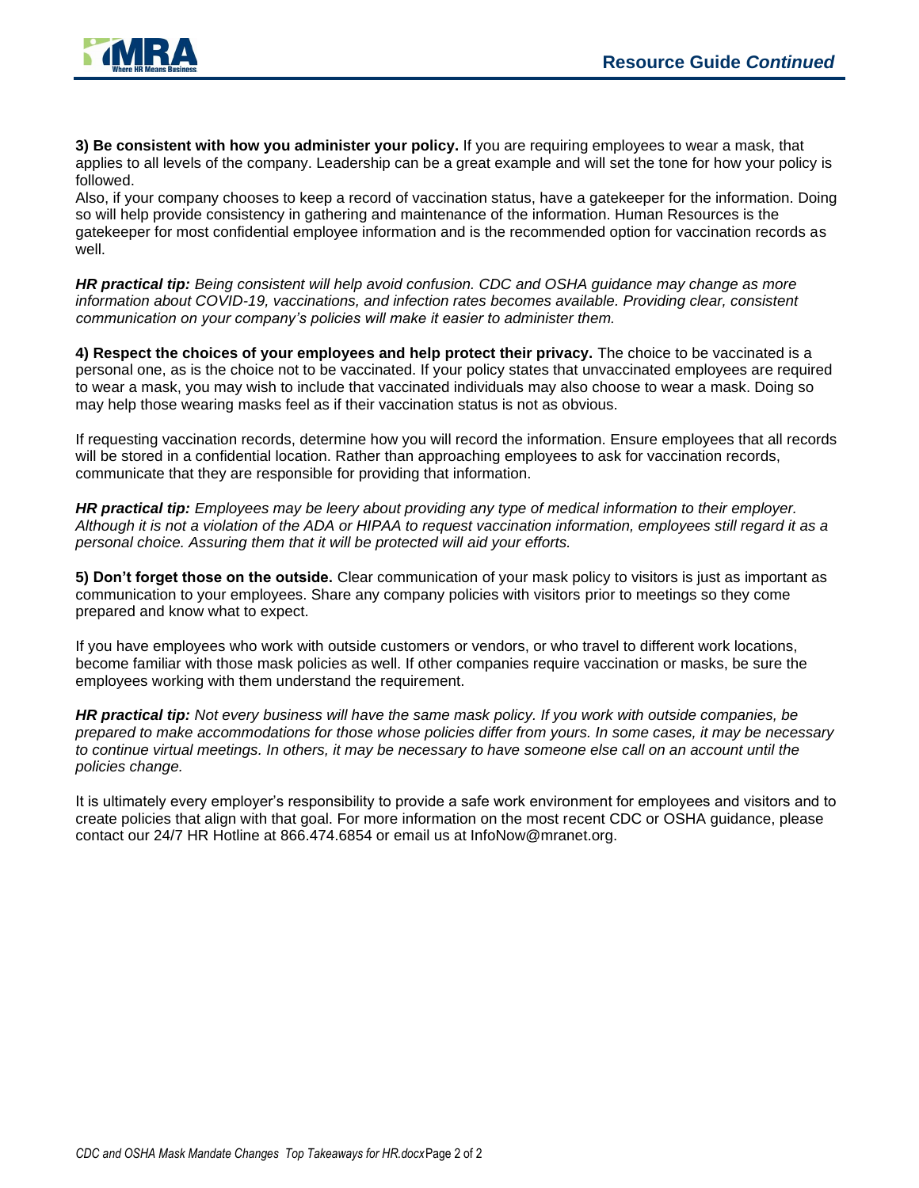**3) Be consistent with how you administer your policy.** If you are requiring employees to wear a mask, that applies to all levels of the company. Leadership can be a great example and will set the tone for how your policy is followed.

Also, if your company chooses to keep a record of vaccination status, have a gatekeeper for the information. Doing so will help provide consistency in gathering and maintenance of the information. Human Resources is the gatekeeper for most confidential employee information and is the recommended option for vaccination records as well.

***HR practical tip:*** *Being consistent will help avoid confusion. CDC and OSHA guidance may change as more information about COVID-19, vaccinations, and infection rates becomes available. Providing clear, consistent communication on your company's policies will make it easier to administer them.*

**4) Respect the choices of your employees and help protect their privacy.** The choice to be vaccinated is a personal one, as is the choice not to be vaccinated. If your policy states that unvaccinated employees are required to wear a mask, you may wish to include that vaccinated individuals may also choose to wear a mask. Doing so may help those wearing masks feel as if their vaccination status is not as obvious.

If requesting vaccination records, determine how you will record the information. Ensure employees that all records will be stored in a confidential location. Rather than approaching employees to ask for vaccination records, communicate that they are responsible for providing that information.

***HR practical tip:*** *Employees may be leery about providing any type of medical information to their employer. Although it is not a violation of the ADA or HIPAA to request vaccination information, employees still regard it as a personal choice. Assuring them that it will be protected will aid your efforts.*

**5) Don't forget those on the outside.** Clear communication of your mask policy to visitors is just as important as communication to your employees. Share any company policies with visitors prior to meetings so they come prepared and know what to expect.

If you have employees who work with outside customers or vendors, or who travel to different work locations, become familiar with those mask policies as well. If other companies require vaccination or masks, be sure the employees working with them understand the requirement.

***HR practical tip:*** *Not every business will have the same mask policy. If you work with outside companies, be prepared to make accommodations for those whose policies differ from yours. In some cases, it may be necessary to continue virtual meetings. In others, it may be necessary to have someone else call on an account until the policies change.*

It is ultimately every employer's responsibility to provide a safe work environment for employees and visitors and to create policies that align with that goal. For more information on the most recent CDC or OSHA guidance, please contact our 24/7 HR Hotline at 866.474.6854 or email us at InfoNow@mranet.org.